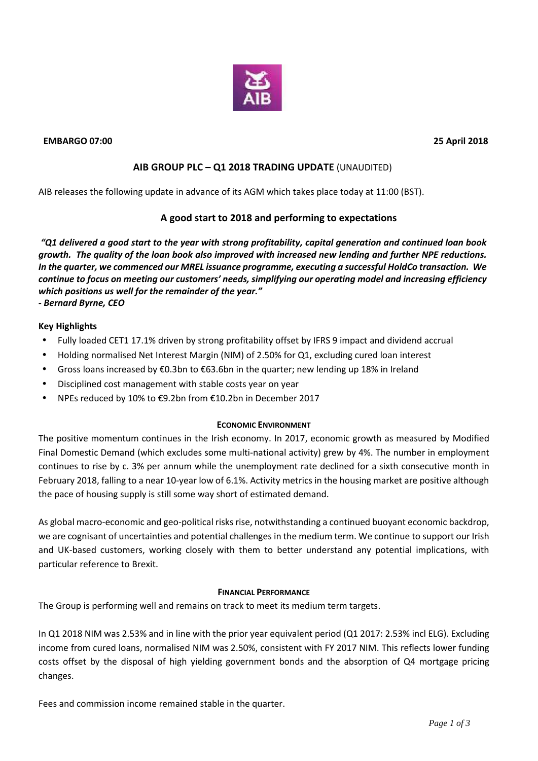**EMBARGO 07:00** **25 April 2018**

## AIB GROUP PLC – Q1 2018 TRADING UPDATE (UNAUDITED)

AIB releases the following update in advance of its AGM which takes place today at 11:00 (BST).

### A good start to 2018 and performing to expectations

***"Q1 delivered a good start to the year with strong profitability, capital generation and continued loan book growth. The quality of the loan book also improved with increased new lending and further NPE reductions. In the quarter, we commenced our MREL issuance programme, executing a successful HoldCo transaction. We continue to focus on meeting our customers' needs, simplifying our operating model and increasing efficiency which positions us well for the remainder of the year."***
***- Bernard Byrne, CEO***

**Key Highlights**

- Fully loaded CET1 17.1% driven by strong profitability offset by IFRS 9 impact and dividend accrual
- Holding normalised Net Interest Margin (NIM) of 2.50% for Q1, excluding cured loan interest
- Gross loans increased by €0.3bn to €63.6bn in the quarter; new lending up 18% in Ireland
- Disciplined cost management with stable costs year on year
- NPEs reduced by 10% to €9.2bn from €10.2bn in December 2017

#### ECONOMIC ENVIRONMENT

The positive momentum continues in the Irish economy. In 2017, economic growth as measured by Modified Final Domestic Demand (which excludes some multi-national activity) grew by 4%. The number in employment continues to rise by c. 3% per annum while the unemployment rate declined for a sixth consecutive month in February 2018, falling to a near 10-year low of 6.1%. Activity metrics in the housing market are positive although the pace of housing supply is still some way short of estimated demand.

As global macro-economic and geo-political risks rise, notwithstanding a continued buoyant economic backdrop, we are cognisant of uncertainties and potential challenges in the medium term. We continue to support our Irish and UK-based customers, working closely with them to better understand any potential implications, with particular reference to Brexit.

#### FINANCIAL PERFORMANCE

The Group is performing well and remains on track to meet its medium term targets.

In Q1 2018 NIM was 2.53% and in line with the prior year equivalent period (Q1 2017: 2.53% incl ELG). Excluding income from cured loans, normalised NIM was 2.50%, consistent with FY 2017 NIM. This reflects lower funding costs offset by the disposal of high yielding government bonds and the absorption of Q4 mortgage pricing changes.

Fees and commission income remained stable in the quarter.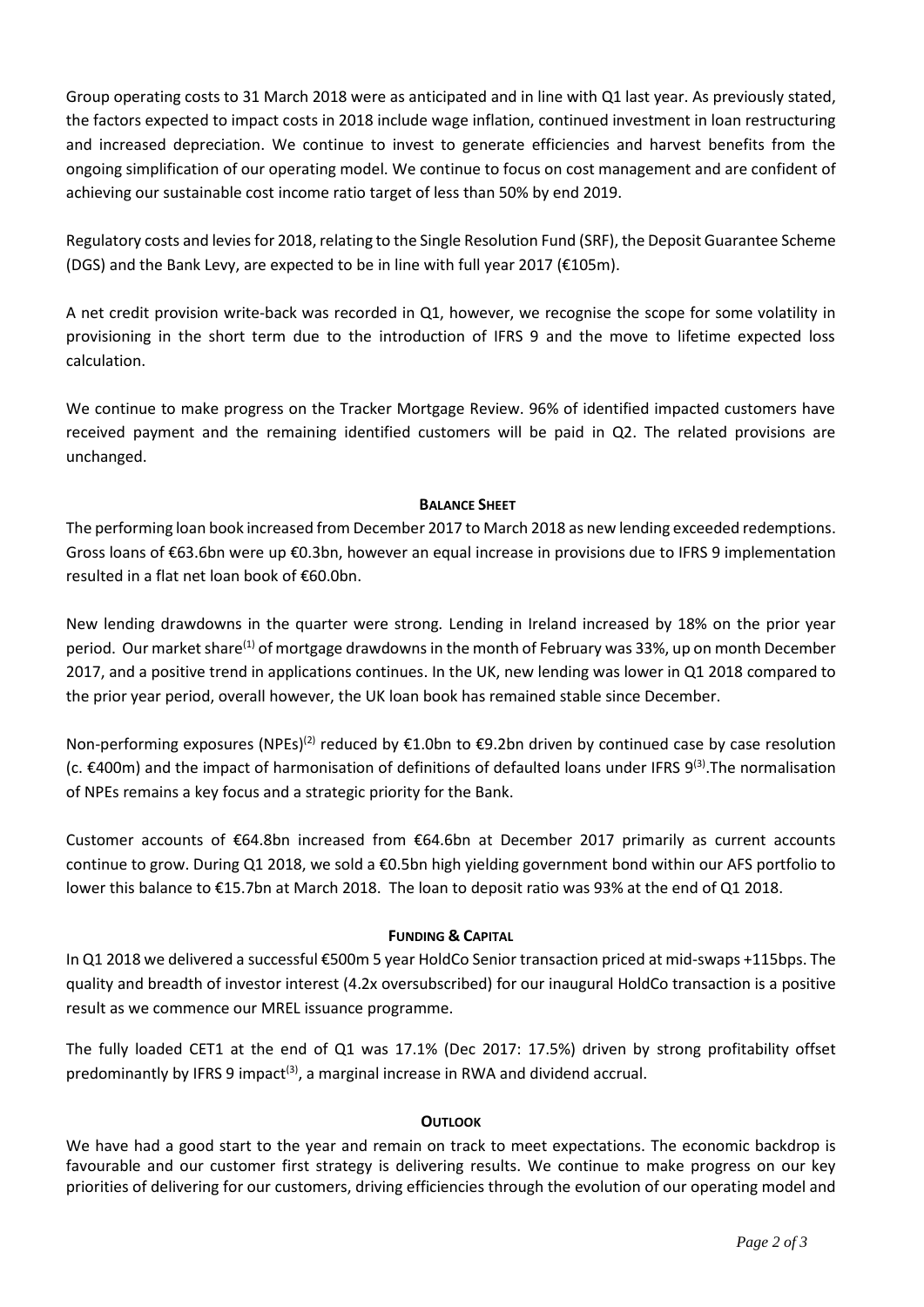Group operating costs to 31 March 2018 were as anticipated and in line with Q1 last year. As previously stated, the factors expected to impact costs in 2018 include wage inflation, continued investment in loan restructuring and increased depreciation. We continue to invest to generate efficiencies and harvest benefits from the ongoing simplification of our operating model. We continue to focus on cost management and are confident of achieving our sustainable cost income ratio target of less than 50% by end 2019.

Regulatory costs and levies for 2018, relating to the Single Resolution Fund (SRF), the Deposit Guarantee Scheme (DGS) and the Bank Levy, are expected to be in line with full year 2017 (€105m).

A net credit provision write-back was recorded in Q1, however, we recognise the scope for some volatility in provisioning in the short term due to the introduction of IFRS 9 and the move to lifetime expected loss calculation.

We continue to make progress on the Tracker Mortgage Review. 96% of identified impacted customers have received payment and the remaining identified customers will be paid in Q2. The related provisions are unchanged.

## BALANCE SHEET

The performing loan book increased from December 2017 to March 2018 as new lending exceeded redemptions. Gross loans of €63.6bn were up €0.3bn, however an equal increase in provisions due to IFRS 9 implementation resulted in a flat net loan book of €60.0bn.

New lending drawdowns in the quarter were strong. Lending in Ireland increased by 18% on the prior year period. Our market share[1] of mortgage drawdowns in the month of February was 33%, up on month December 2017, and a positive trend in applications continues. In the UK, new lending was lower in Q1 2018 compared to the prior year period, overall however, the UK loan book has remained stable since December.

Non-performing exposures (NPEs)[2] reduced by €1.0bn to €9.2bn driven by continued case by case resolution (c. €400m) and the impact of harmonisation of definitions of defaulted loans under IFRS 9[3].The normalisation of NPEs remains a key focus and a strategic priority for the Bank.

Customer accounts of €64.8bn increased from €64.6bn at December 2017 primarily as current accounts continue to grow. During Q1 2018, we sold a €0.5bn high yielding government bond within our AFS portfolio to lower this balance to €15.7bn at March 2018. The loan to deposit ratio was 93% at the end of Q1 2018.

## FUNDING & CAPITAL

In Q1 2018 we delivered a successful €500m 5 year HoldCo Senior transaction priced at mid-swaps +115bps. The quality and breadth of investor interest (4.2x oversubscribed) for our inaugural HoldCo transaction is a positive result as we commence our MREL issuance programme.

The fully loaded CET1 at the end of Q1 was 17.1% (Dec 2017: 17.5%) driven by strong profitability offset predominantly by IFRS 9 impact[3], a marginal increase in RWA and dividend accrual.

## OUTLOOK

We have had a good start to the year and remain on track to meet expectations. The economic backdrop is favourable and our customer first strategy is delivering results. We continue to make progress on our key priorities of delivering for our customers, driving efficiencies through the evolution of our operating model and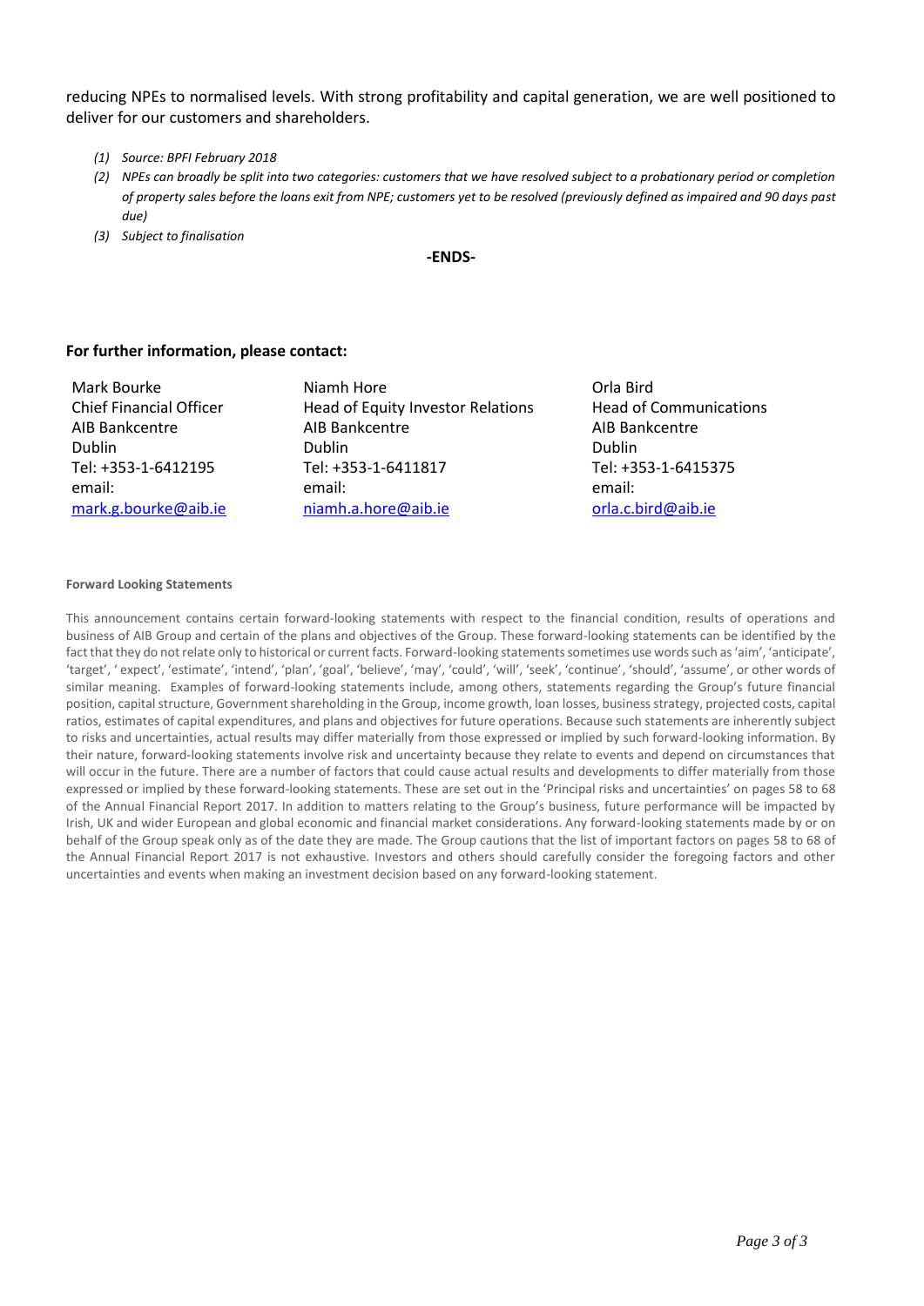reducing NPEs to normalised levels. With strong profitability and capital generation, we are well positioned to deliver for our customers and shareholders.

1. *Source: BPFI February 2018*
2. *NPEs can broadly be split into two categories: customers that we have resolved subject to a probationary period or completion of property sales before the loans exit from NPE; customers yet to be resolved (previously defined as impaired and 90 days past due)*
3. *Subject to finalisation*

**-ENDS-**

**For further information, please contact:**

| | | |
|---|---|---|
| Mark Bourke | Niamh Hore | Orla Bird |
| Chief Financial Officer | Head of Equity Investor Relations | Head of Communications |
| AIB Bankcentre | AIB Bankcentre | AIB Bankcentre |
| Dublin | Dublin | Dublin |
| Tel: +353-1-6412195 | Tel: +353-1-6411817 | Tel: +353-1-6415375 |
| email: | email: | email: |
| mark.g.bourke@aib.ie | niamh.a.hore@aib.ie | orla.c.bird@aib.ie |

**Forward Looking Statements**

This announcement contains certain forward-looking statements with respect to the financial condition, results of operations and business of AIB Group and certain of the plans and objectives of the Group. These forward-looking statements can be identified by the fact that they do not relate only to historical or current facts. Forward-looking statements sometimes use words such as 'aim', 'anticipate', 'target', ' expect', 'estimate', 'intend', 'plan', 'goal', 'believe', 'may', 'could', 'will', 'seek', 'continue', 'should', 'assume', or other words of similar meaning. Examples of forward-looking statements include, among others, statements regarding the Group's future financial position, capital structure, Government shareholding in the Group, income growth, loan losses, business strategy, projected costs, capital ratios, estimates of capital expenditures, and plans and objectives for future operations. Because such statements are inherently subject to risks and uncertainties, actual results may differ materially from those expressed or implied by such forward-looking information. By their nature, forward-looking statements involve risk and uncertainty because they relate to events and depend on circumstances that will occur in the future. There are a number of factors that could cause actual results and developments to differ materially from those expressed or implied by these forward-looking statements. These are set out in the 'Principal risks and uncertainties' on pages 58 to 68 of the Annual Financial Report 2017. In addition to matters relating to the Group's business, future performance will be impacted by Irish, UK and wider European and global economic and financial market considerations. Any forward-looking statements made by or on behalf of the Group speak only as of the date they are made. The Group cautions that the list of important factors on pages 58 to 68 of the Annual Financial Report 2017 is not exhaustive. Investors and others should carefully consider the foregoing factors and other uncertainties and events when making an investment decision based on any forward-looking statement.